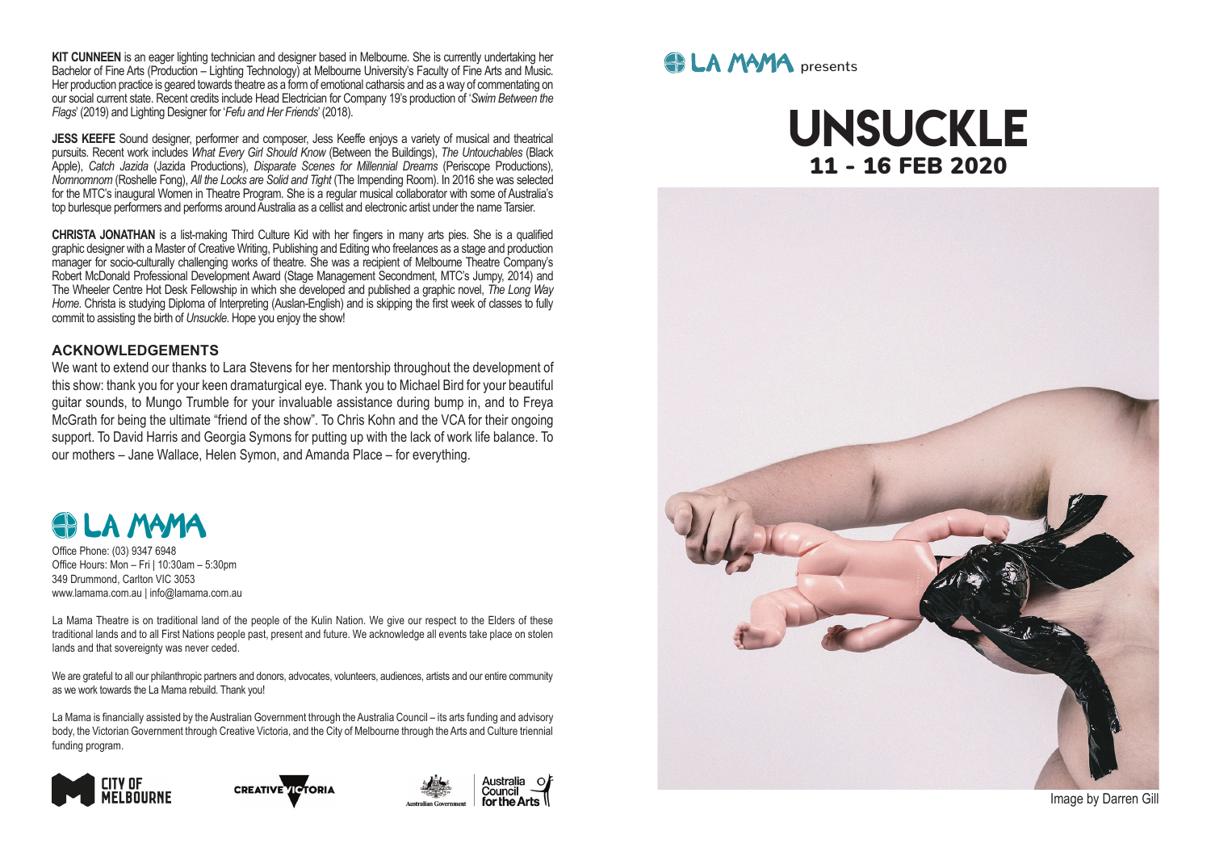**KIT CUNNEEN** is an eager lighting technician and designer based in Melbourne. She is currently undertaking her Bachelor of Fine Arts (Production – Lighting Technology) at Melbourne University's Faculty of Fine Arts and Music. Her production practice is geared towards theatre as a form of emotional catharsis and as a way of commentating on our social current state. Recent credits include Head Electrician for Company 19's production of '*Swim Between the Flags*' (2019) and Lighting Designer for '*Fefu and Her Friends*' (2018).

**JESS KEEFE** Sound designer, performer and composer, Jess Keeffe enjoys a variety of musical and theatrical pursuits. Recent work includes *What Every Girl Should Know* (Between the Buildings), *The Untouchables* (Black Apple), *Catch Jazida* (Jazida Productions), *Disparate Scenes for Millennial Dreams* (Periscope Productions), *Nomnomnom* (Roshelle Fong), *All the Locks are Solid and Tight* (The Impending Room). In 2016 she was selected for the MTC's inaugural Women in Theatre Program. She is a regular musical collaborator with some of Australia's top burlesque performers and performs around Australia as a cellist and electronic artist under the name Tarsier.

**CHRISTA JONATHAN** is a list-making Third Culture Kid with her fingers in many arts pies. She is a qualified graphic designer with a Master of Creative Writing, Publishing and Editing who freelances as a stage and production manager for socio-culturally challenging works of theatre. She was a recipient of Melbourne Theatre Company's Robert McDonald Professional Development Award (Stage Management Secondment, MTC's Jumpy, 2014) and The Wheeler Centre Hot Desk Fellowship in which she developed and published a graphic novel, *The Long Way Home*. Christa is studying Diploma of Interpreting (Auslan-English) and is skipping the first week of classes to fully commit to assisting the birth of *Unsuckle*. Hope you enjoy the show!

## ACKNOWLEDGEMENTS

We want to extend our thanks to Lara Stevens for her mentorship throughout the development of this show: thank you for your keen dramaturgical eye. Thank you to Michael Bird for your beautiful guitar sounds, to Mungo Trumble for your invaluable assistance during bump in, and to Freya McGrath for being the ultimate "friend of the show". To Chris Kohn and the VCA for their ongoing support. To David Harris and Georgia Symons for putting up with the lack of work life balance. To our mothers – Jane Wallace, Helen Symon, and Amanda Place – for everything.

## LA MAMA

Office Phone: (03) 9347 6948
Office Hours: Mon – Fri | 10:30am – 5:30pm
349 Drummond, Carlton VIC 3053
www.lamama.com.au | info@lamama.com.au

La Mama Theatre is on traditional land of the people of the Kulin Nation. We give our respect to the Elders of these traditional lands and to all First Nations people past, present and future. We acknowledge all events take place on stolen lands and that sovereignty was never ceded.

We are grateful to all our philanthropic partners and donors, advocates, volunteers, audiences, artists and our entire community as we work towards the La Mama rebuild. Thank you!

La Mama is financially assisted by the Australian Government through the Australia Council – its arts funding and advisory body, the Victorian Government through Creative Victoria, and the City of Melbourne through the Arts and Culture triennial funding program.

CITY OF MELBOURNE | CREATIVE VICTORIA | Australian Government | Australia Council for the Arts

LA MAMA presents

# UNSUCKLE

## 11 - 16 FEB 2020

Image by Darren Gill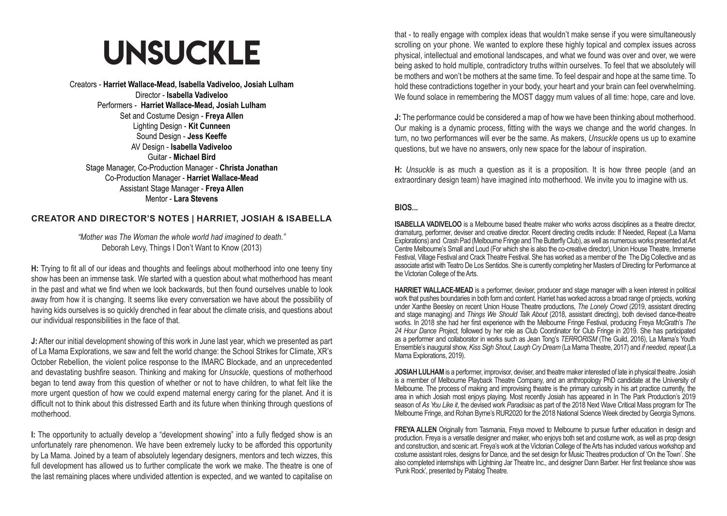# UNSUCKLE

Creators - **Harriet Wallace-Mead, Isabella Vadiveloo, Josiah Lulham**
Director - **Isabella Vadiveloo**
Performers - **Harriet Wallace-Mead, Josiah Lulham**
Set and Costume Design - **Freya Allen**
Lighting Design - **Kit Cunneen**
Sound Design - **Jess Keeffe**
AV Design - **Isabella Vadiveloo**
Guitar - **Michael Bird**
Stage Manager, Co-Production Manager - **Christa Jonathan**
Co-Production Manager - **Harriet Wallace-Mead**
Assistant Stage Manager - **Freya Allen**
Mentor - **Lara Stevens**

## CREATOR AND DIRECTOR'S NOTES | HARRIET, JOSIAH & ISABELLA

*"Mother was The Woman the whole world had imagined to death."*
Deborah Levy, Things I Don't Want to Know (2013)

**H:** Trying to fit all of our ideas and thoughts and feelings about motherhood into one teeny tiny show has been an immense task. We started with a question about what motherhood has meant in the past and what we find when we look backwards, but then found ourselves unable to look away from how it is changing. It seems like every conversation we have about the possibility of having kids ourselves is so quickly drenched in fear about the climate crisis, and questions about our individual responsibilities in the face of that.

**J:** After our initial development showing of this work in June last year, which we presented as part of La Mama Explorations, we saw and felt the world change: the School Strikes for Climate, XR's October Rebellion, the violent police response to the IMARC Blockade, and an unprecedented and devastating bushfire season. Thinking and making for *Unsuckle*, questions of motherhood began to tend away from this question of whether or not to have children, to what felt like the more urgent question of how we could expend maternal energy caring for the planet. And it is difficult not to think about this distressed Earth and its future when thinking through questions of motherhood.

**I:** The opportunity to actually develop a "development showing" into a fully fledged show is an unfortunately rare phenomenon. We have been extremely lucky to be afforded this opportunity by La Mama. Joined by a team of absolutely legendary designers, mentors and tech wizzes, this full development has allowed us to further complicate the work we make. The theatre is one of the last remaining places where undivided attention is expected, and we wanted to capitalise on that - to really engage with complex ideas that wouldn't make sense if you were simultaneously scrolling on your phone. We wanted to explore these highly topical and complex issues across physical, intellectual and emotional landscapes, and what we found was over and over, we were being asked to hold multiple, contradictory truths within ourselves. To feel that we absolutely will be mothers and won't be mothers at the same time. To feel despair and hope at the same time. To hold these contradictions together in your body, your heart and your brain can feel overwhelming. We found solace in remembering the MOST daggy mum values of all time: hope, care and love.

**J:** The performance could be considered a map of how we have been thinking about motherhood. Our making is a dynamic process, fitting with the ways we change and the world changes. In turn, no two performances will ever be the same. As makers, *Unsuckle* opens us up to examine questions, but we have no answers, only new space for the labour of inspiration.

**H:** *Unsuckle* is as much a question as it is a proposition. It is how three people (and an extraordinary design team) have imagined into motherhood. We invite you to imagine with us.

## BIOS...

**ISABELLA VADIVELOO** is a Melbourne based theatre maker who works across disciplines as a theatre director, dramaturg, performer, deviser and creative director. Recent directing credits include: If Needed, Repeat (La Mama Explorations) and Crash Pad (Melbourne Fringe and The Butterfly Club), as well as numerous works presented at Art Centre Melbourne's Small and Loud (For which she is also the co-creative director), Union House Theatre, Immerse Festival, Village Festival and Crack Theatre Festival. She has worked as a member of the The Dig Collective and as associate artist with Teatro De Los Sentidos. She is currently completing her Masters of Directing for Performance at the Victorian College of the Arts.

**HARRIET WALLACE-MEAD** is a performer, deviser, producer and stage manager with a keen interest in political work that pushes boundaries in both form and content. Harriet has worked across a broad range of projects, working under Xanthe Beesley on recent Union House Theatre productions, *The Lonely Crowd* (2019, assistant directing and stage managing) and *Things We Should Talk About* (2018, assistant directing), both devised dance-theatre works. In 2018 she had her first experience with the Melbourne Fringe Festival, producing Freya McGrath's *The 24 Hour Dance Project*, followed by her role as Club Coordinator for Club Fringe in 2019. She has participated as a performer and collaborator in works such as Jean Tong's *TERRORISM* (The Guild, 2016), La Mama's Youth Ensemble's inaugural show, *Kiss Sigh Shout, Laugh Cry Dream* (La Mama Theatre, 2017) and *if needed, repeat* (La Mama Explorations, 2019).

**JOSIAH LULHAM** is a performer, improvisor, deviser, and theatre maker interested of late in physical theatre. Josiah is a member of Melbourne Playback Theatre Company, and an anthropology PhD candidate at the University of Melbourne. The process of making and improvising theatre is the primary curiosity in his art practice currently, the area in which Josiah most enjoys playing. Most recently Josiah has appeared in In The Park Production's 2019 season of *As You Like it*, the devised work *Paradisiac* as part of the 2018 Next Wave Critical Mass program for The Melbourne Fringe, and Rohan Byrne's RUR2020 for the 2018 National Science Week directed by Georgia Symons.

**FREYA ALLEN** Originally from Tasmania, Freya moved to Melbourne to pursue further education in design and production. Freya is a versatile designer and maker, who enjoys both set and costume work, as well as prop design and construction, and scenic art. Freya's work at the Victorian College of the Arts has included various workshop and costume assistant roles, designs for Dance, and the set design for Music Theatres production of 'On the Town'. She also completed internships with Lightning Jar Theatre Inc., and designer Dann Barber. Her first freelance show was 'Punk Rock', presented by Patalog Theatre.